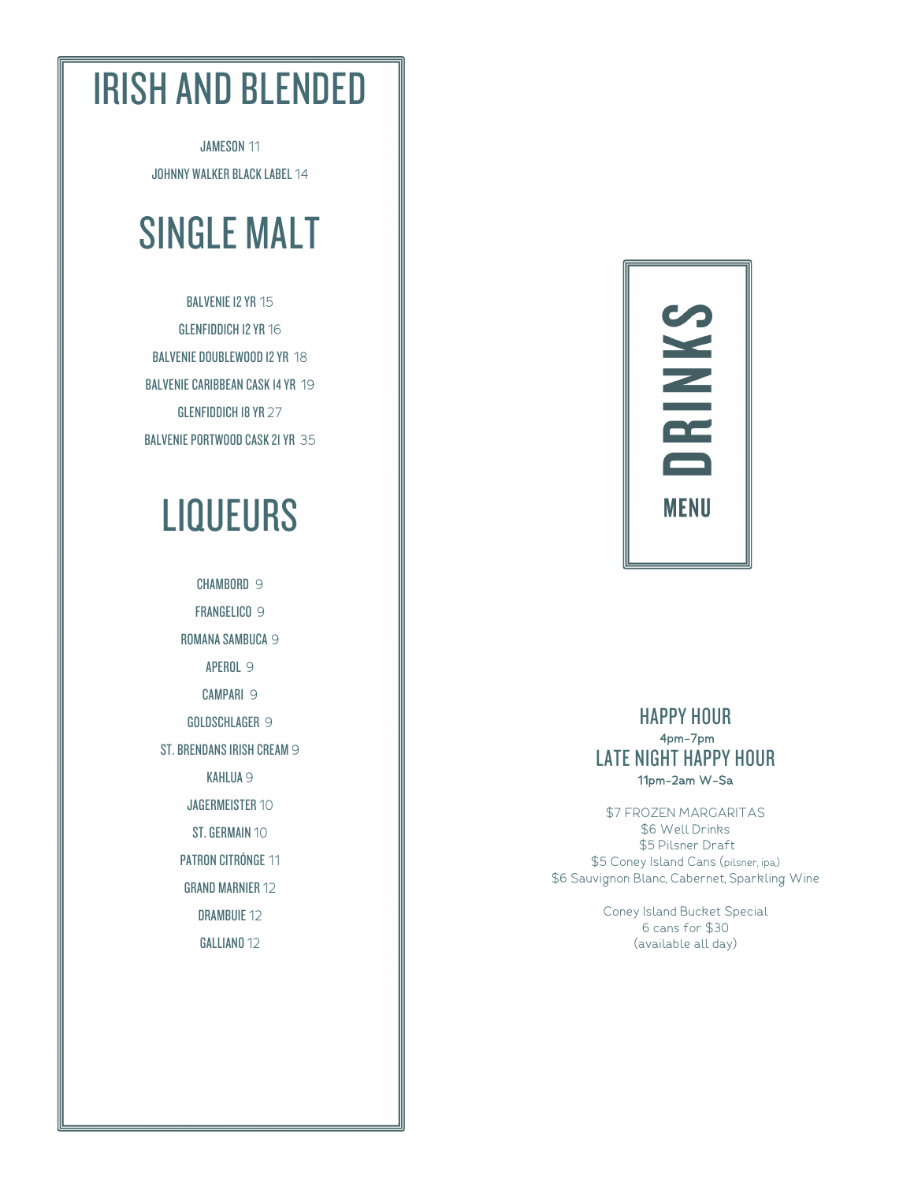# IRISH AND BLENDED

JAMESON 11

JOHNNY WALKER BLACK LABEL 14

# SINGLE MALT

BALVENIE 12 YR 15

GLENFIDDICH 12 YR 16

BALVENIE DOUBLEWOOD 12 YR 18

BALVENIE CARIBBEAN CASK 14 YR 19

GLENFIDDICH 18 YR 27

BALVENIE PORTWOOD CASK 21 YR 35

# LIQUEURS

CHAMBORD 9

FRANGELICO 9

ROMANA SAMBUCA 9

APEROL 9

CAMPARI 9

GOLDSCHLAGER 9

ST. BRENDANS IRISH CREAM 9

KAHLUA 9

JAGERMEISTER 10

ST. GERMAIN 10

PATRON CITRÓNGE 11

GRAND MARNIER 12

DRAMBUIE 12

GALLIANO 12

# DRINKS MENU

## HAPPY HOUR

**4pm-7pm**

## LATE NIGHT HAPPY HOUR

**11pm-2am W-Sa**

$7 FROZEN MARGARITAS
$6 Well Drinks
$5 Pilsner Draft
$5 Coney Island Cans (pilsner, ipa)
$6 Sauvignon Blanc, Cabernet, Sparkling Wine

Coney Island Bucket Special
6 cans for $30
(available all day)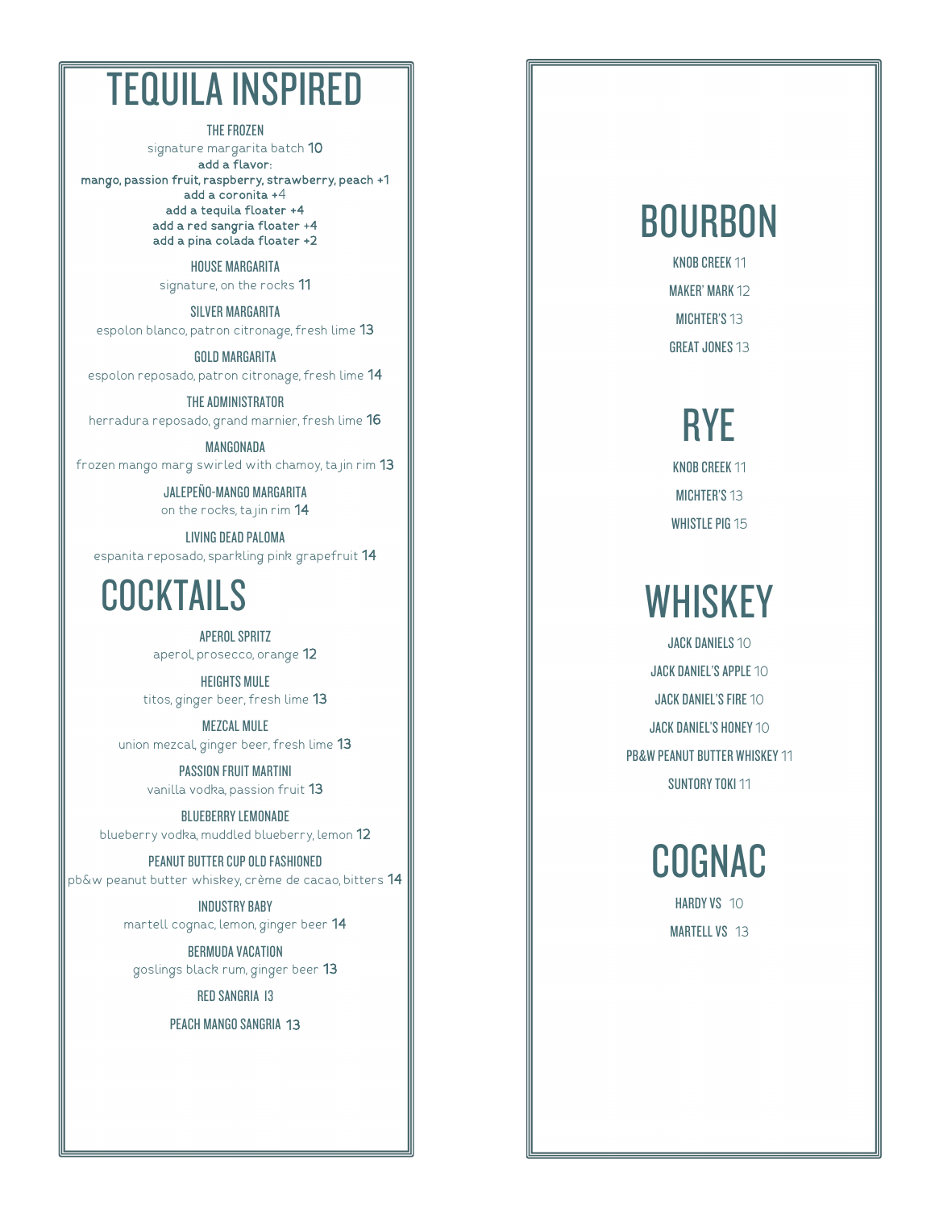# TEQUILA INSPIRED

**THE FROZEN**
signature margarita batch 10
**add a flavor:**
**mango, passion fruit, raspberry, strawberry, peach +1**
**add a coronita +4**
**add a tequila floater +4**
**add a red sangria floater +4**
**add a pina colada floater +2**

**HOUSE MARGARITA**
signature, on the rocks 11

**SILVER MARGARITA**
espolon blanco, patron citronage, fresh lime 13

**GOLD MARGARITA**
espolon reposado, patron citronage, fresh lime 14

**THE ADMINISTRATOR**
herradura reposado, grand marnier, fresh lime 16

**MANGONADA**
frozen mango marg swirled with chamoy, tajin rim 13

**JALEPEÑO-MANGO MARGARITA**
on the rocks, tajin rim 14

**LIVING DEAD PALOMA**
espanita reposado, sparkling pink grapefruit 14

# COCKTAILS

**APEROL SPRITZ**
aperol, prosecco, orange 12

**HEIGHTS MULE**
titos, ginger beer, fresh lime 13

**MEZCAL MULE**
union mezcal, ginger beer, fresh lime 13

**PASSION FRUIT MARTINI**
vanilla vodka, passion fruit 13

**BLUEBERRY LEMONADE**
blueberry vodka, muddled blueberry, lemon 12

**PEANUT BUTTER CUP OLD FASHIONED**
pb&w peanut butter whiskey, crème de cacao, bitters 14

**INDUSTRY BABY**
martell cognac, lemon, ginger beer 14

**BERMUDA VACATION**
goslings black rum, ginger beer 13

**RED SANGRIA** 13

**PEACH MANGO SANGRIA** 13

# BOURBON

**KNOB CREEK** 11

**MAKER' MARK** 12

**MICHTER'S** 13

**GREAT JONES** 13

# RYE

**KNOB CREEK** 11

**MICHTER'S** 13

**WHISTLE PIG** 15

# WHISKEY

**JACK DANIELS** 10

**JACK DANIEL'S APPLE** 10

**JACK DANIEL'S FIRE** 10

**JACK DANIEL'S HONEY** 10

**PB&W PEANUT BUTTER WHISKEY** 11

**SUNTORY TOKI** 11

# COGNAC

**HARDY VS** 10

**MARTELL VS** 13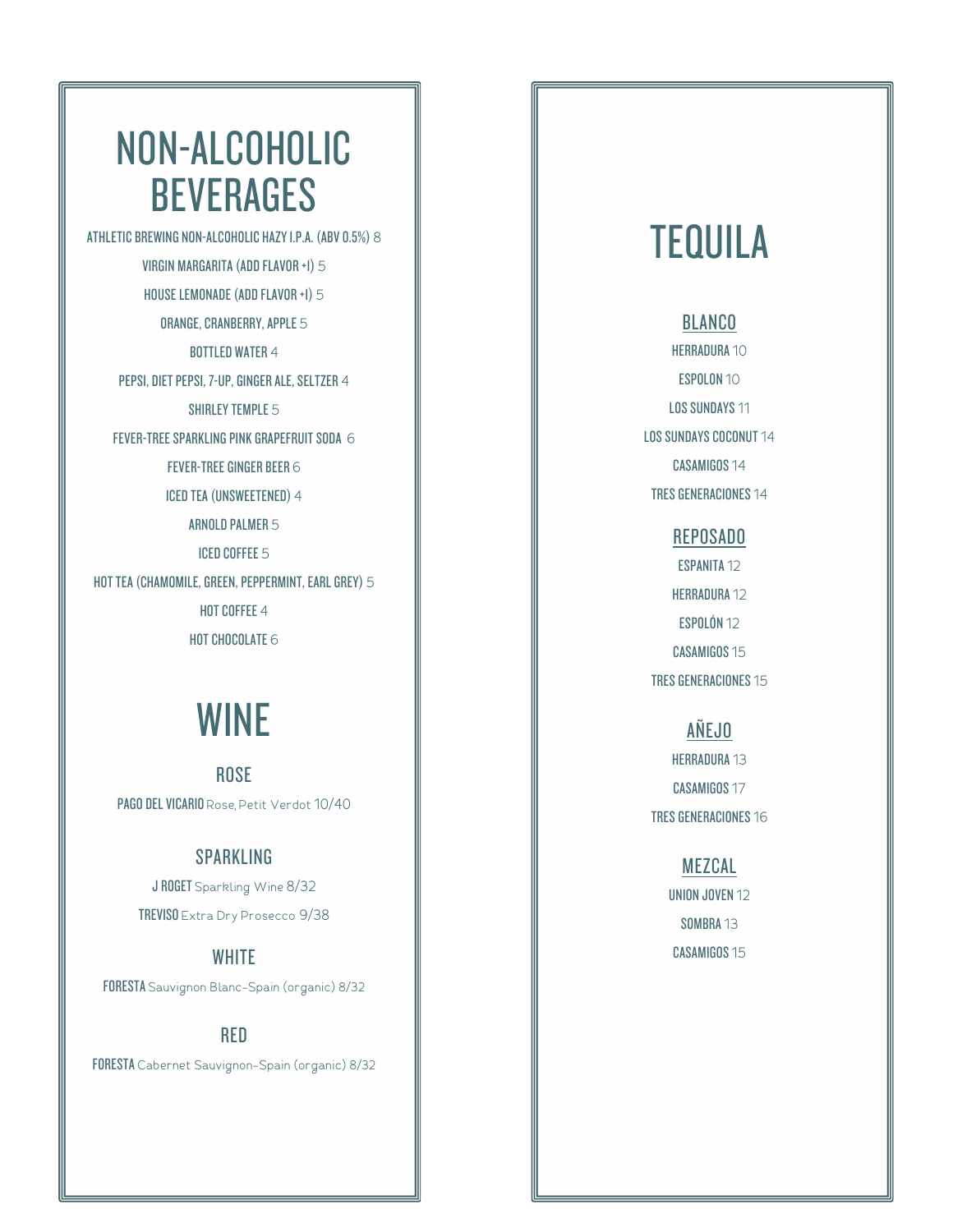# NON-ALCOHOLIC BEVERAGES

ATHLETIC BREWING NON-ALCOHOLIC HAZY I.P.A. (ABV 0.5%) 8

VIRGIN MARGARITA (ADD FLAVOR +1) 5

HOUSE LEMONADE (ADD FLAVOR +1) 5

ORANGE, CRANBERRY, APPLE 5

BOTTLED WATER 4

PEPSI, DIET PEPSI, 7-UP, GINGER ALE, SELTZER 4

SHIRLEY TEMPLE 5

FEVER-TREE SPARKLING PINK GRAPEFRUIT SODA 6

FEVER-TREE GINGER BEER 6

ICED TEA (UNSWEETENED) 4

ARNOLD PALMER 5

ICED COFFEE 5

HOT TEA (CHAMOMILE, GREEN, PEPPERMINT, EARL GREY) 5

HOT COFFEE 4

HOT CHOCOLATE 6

# WINE

## ROSE

**PAGO DEL VICARIO** Rose, Petit Verdot 10/40

## SPARKLING

**J ROGET** Sparkling Wine 8/32

**TREVISO** Extra Dry Prosecco 9/38

## WHITE

**FORESTA** Sauvignon Blanc-Spain (organic) 8/32

## RED

**FORESTA** Cabernet Sauvignon-Spain (organic) 8/32

# TEQUILA

## BLANCO

HERRADURA 10

ESPOLON 10

LOS SUNDAYS 11

LOS SUNDAYS COCONUT 14

CASAMIGOS 14

TRES GENERACIONES 14

## REPOSADO

ESPANITA 12

HERRADURA 12

ESPOLÓN 12

CASAMIGOS 15

TRES GENERACIONES 15

## AÑEJO

HERRADURA 13

CASAMIGOS 17

TRES GENERACIONES 16

## MEZCAL

UNION JOVEN 12

SOMBRA 13

CASAMIGOS 15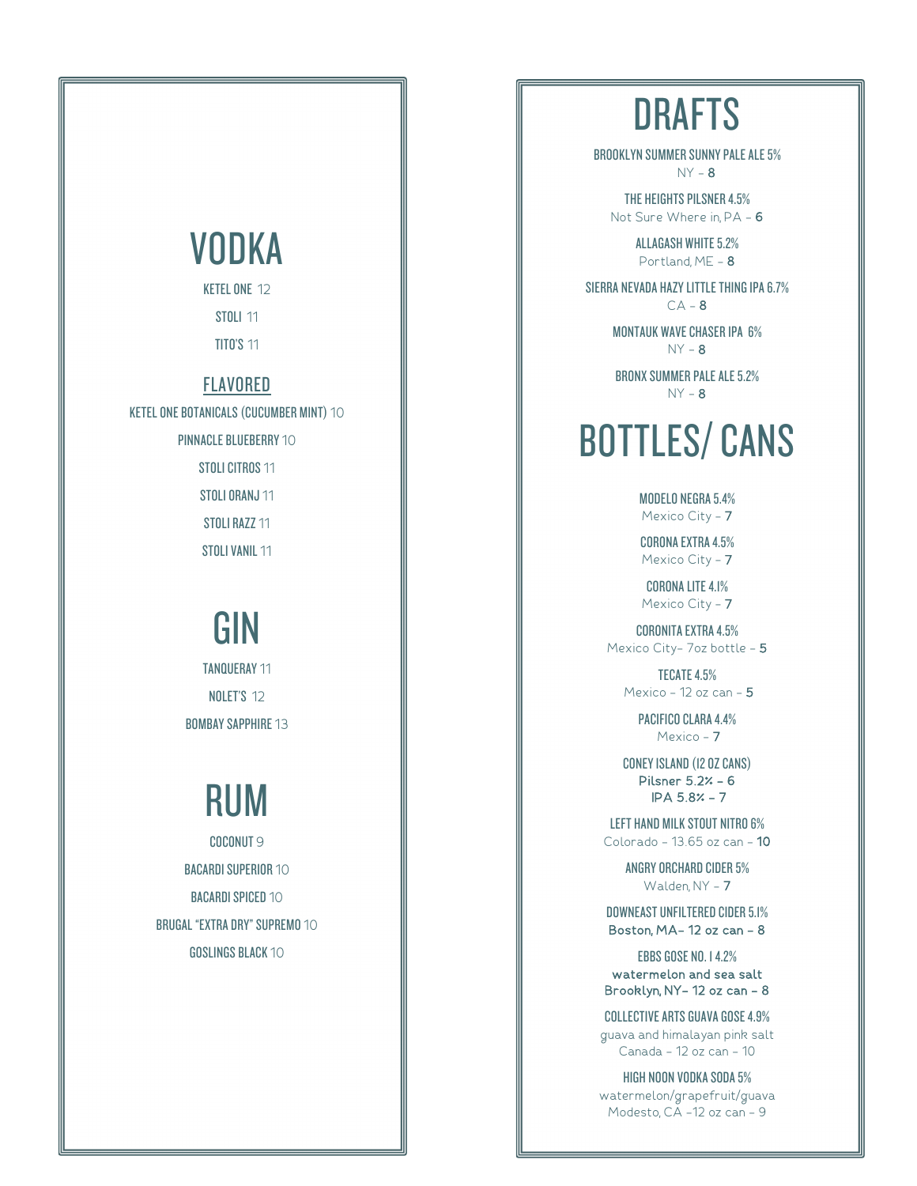# VODKA

KETEL ONE 12

STOLI 11

TITO'S 11

## FLAVORED

KETEL ONE BOTANICALS (CUCUMBER MINT) 10

PINNACLE BLUEBERRY 10

STOLI CITROS 11

STOLI ORANJ 11

STOLI RAZZ 11

STOLI VANIL 11

# GIN

TANQUERAY 11

NOLET'S 12

BOMBAY SAPPHIRE 13

# RUM

COCONUT 9

BACARDI SUPERIOR 10

BACARDI SPICED 10

BRUGAL "EXTRA DRY" SUPREMO 10

GOSLINGS BLACK 10

# DRAFTS

BROOKLYN SUMMER SUNNY PALE ALE 5%
NY - **8**

THE HEIGHTS PILSNER 4.5%
Not Sure Where in, PA - **6**

ALLAGASH WHITE 5.2%
Portland, ME - **8**

SIERRA NEVADA HAZY LITTLE THING IPA 6.7%
CA - **8**

MONTAUK WAVE CHASER IPA 6%
NY - **8**

BRONX SUMMER PALE ALE 5.2%
NY - **8**

# BOTTLES/ CANS

MODELO NEGRA 5.4%
Mexico City - **7**

CORONA EXTRA 4.5%
Mexico City - **7**

CORONA LITE 4.1%
Mexico City - **7**

CORONITA EXTRA 4.5%
Mexico City- 7oz bottle - **5**

TECATE 4.5%
Mexico - 12 oz can - **5**

PACIFICO CLARA 4.4%
Mexico - **7**

CONEY ISLAND (12 OZ CANS)
**Pilsner 5.2% - 6**
**IPA 5.8% - 7**

LEFT HAND MILK STOUT NITRO 6%
Colorado - 13.65 oz can - **10**

ANGRY ORCHARD CIDER 5%
Walden, NY - **7**

DOWNEAST UNFILTERED CIDER 5.1%
**Boston, MA- 12 oz can - 8**

EBBS GOSE NO. 1 4.2%
**watermelon and sea salt**
**Brooklyn, NY- 12 oz can - 8**

COLLECTIVE ARTS GUAVA GOSE 4.9%
guava and himalayan pink salt
Canada - 12 oz can - 10

HIGH NOON VODKA SODA 5%
watermelon/grapefruit/guava
Modesto, CA -12 oz can - 9